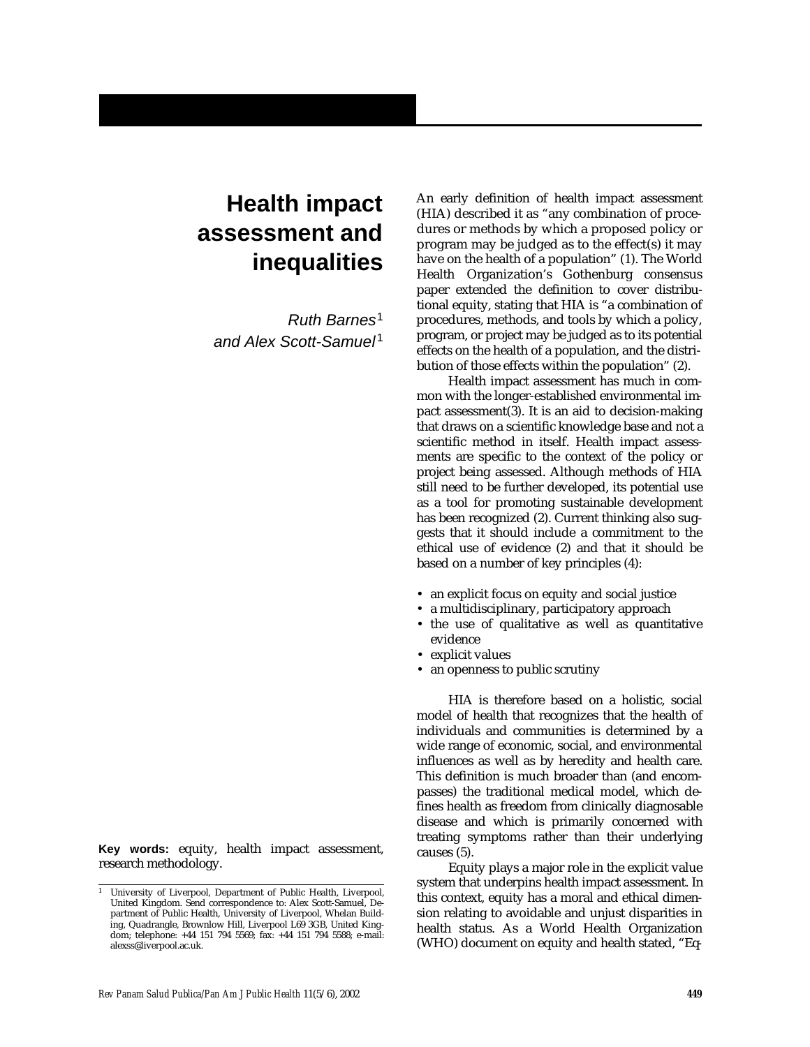# Health impact assessment and inequalities

*Ruth Barnes*[1] *and Alex Scott-Samuel*[1]

**Key words:** equity, health impact assessment, research methodology.

[1] University of Liverpool, Department of Public Health, Liverpool, United Kingdom. Send correspondence to: Alex Scott-Samuel, Department of Public Health, University of Liverpool, Whelan Building, Quadrangle, Brownlow Hill, Liverpool L69 3GB, United Kingdom; telephone: +44 151 794 5569; fax: +44 151 794 5588; e-mail: alexss@liverpool.ac.uk.

An early definition of health impact assessment (HIA) described it as "any combination of procedures or methods by which a proposed policy or program may be judged as to the effect(s) it may have on the health of a population" (1). The World Health Organization's Gothenburg consensus paper extended the definition to cover distributional equity, stating that HIA is "a combination of procedures, methods, and tools by which a policy, program, or project may be judged as to its potential effects on the health of a population, and the distribution of those effects within the population" (2).

Health impact assessment has much in common with the longer-established environmental impact assessment(3). It is an aid to decision-making that draws on a scientific knowledge base and not a scientific method in itself. Health impact assessments are specific to the context of the policy or project being assessed. Although methods of HIA still need to be further developed, its potential use as a tool for promoting sustainable development has been recognized (2). Current thinking also suggests that it should include a commitment to the ethical use of evidence (2) and that it should be based on a number of key principles (4):

- an explicit focus on equity and social justice
- a multidisciplinary, participatory approach
- the use of qualitative as well as quantitative evidence
- explicit values
- an openness to public scrutiny

HIA is therefore based on a holistic, social model of health that recognizes that the health of individuals and communities is determined by a wide range of economic, social, and environmental influences as well as by heredity and health care. This definition is much broader than (and encompasses) the traditional medical model, which defines health as freedom from clinically diagnosable disease and which is primarily concerned with treating symptoms rather than their underlying causes (5).

Equity plays a major role in the explicit value system that underpins health impact assessment. In this context, equity has a moral and ethical dimension relating to avoidable and unjust disparities in health status. As a World Health Organization (WHO) document on equity and health stated, "Eq-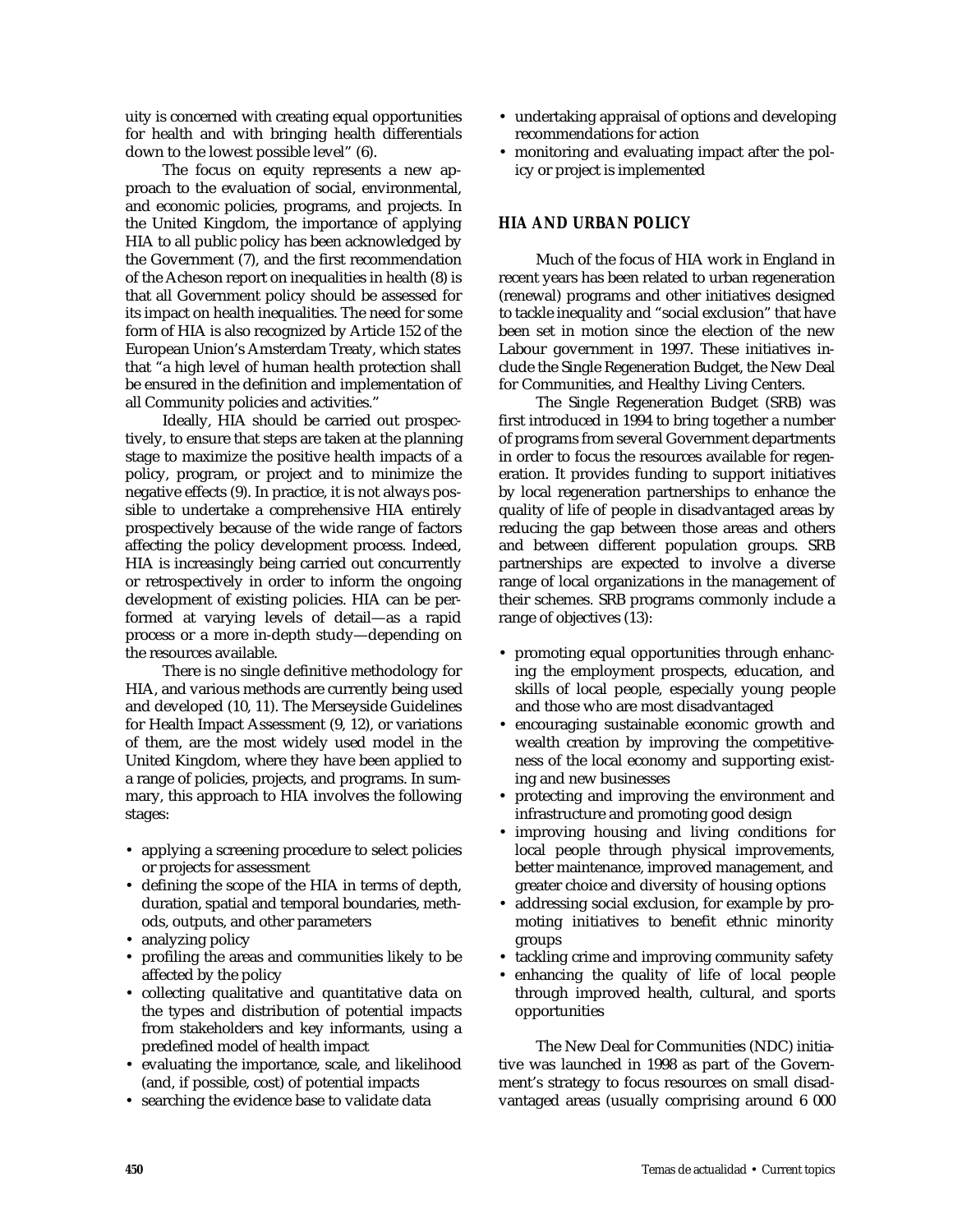uity is concerned with creating equal opportunities for health and with bringing health differentials down to the lowest possible level" (6).

The focus on equity represents a new approach to the evaluation of social, environmental, and economic policies, programs, and projects. In the United Kingdom, the importance of applying HIA to all public policy has been acknowledged by the Government (7), and the first recommendation of the Acheson report on inequalities in health (8) is that all Government policy should be assessed for its impact on health inequalities. The need for some form of HIA is also recognized by Article 152 of the European Union's Amsterdam Treaty, which states that "a high level of human health protection shall be ensured in the definition and implementation of all Community policies and activities."

Ideally, HIA should be carried out prospectively, to ensure that steps are taken at the planning stage to maximize the positive health impacts of a policy, program, or project and to minimize the negative effects (9). In practice, it is not always possible to undertake a comprehensive HIA entirely prospectively because of the wide range of factors affecting the policy development process. Indeed, HIA is increasingly being carried out concurrently or retrospectively in order to inform the ongoing development of existing policies. HIA can be performed at varying levels of detail—as a rapid process or a more in-depth study—depending on the resources available.

There is no single definitive methodology for HIA, and various methods are currently being used and developed (10, 11). The Merseyside Guidelines for Health Impact Assessment (9, 12), or variations of them, are the most widely used model in the United Kingdom, where they have been applied to a range of policies, projects, and programs. In summary, this approach to HIA involves the following stages:

- applying a screening procedure to select policies or projects for assessment
- defining the scope of the HIA in terms of depth, duration, spatial and temporal boundaries, methods, outputs, and other parameters
- analyzing policy
- profiling the areas and communities likely to be affected by the policy
- collecting qualitative and quantitative data on the types and distribution of potential impacts from stakeholders and key informants, using a predefined model of health impact
- evaluating the importance, scale, and likelihood (and, if possible, cost) of potential impacts
- searching the evidence base to validate data
- undertaking appraisal of options and developing recommendations for action
- monitoring and evaluating impact after the policy or project is implemented

## HIA AND URBAN POLICY

Much of the focus of HIA work in England in recent years has been related to urban regeneration (renewal) programs and other initiatives designed to tackle inequality and "social exclusion" that have been set in motion since the election of the new Labour government in 1997. These initiatives include the Single Regeneration Budget, the New Deal for Communities, and Healthy Living Centers.

The Single Regeneration Budget (SRB) was first introduced in 1994 to bring together a number of programs from several Government departments in order to focus the resources available for regeneration. It provides funding to support initiatives by local regeneration partnerships to enhance the quality of life of people in disadvantaged areas by reducing the gap between those areas and others and between different population groups. SRB partnerships are expected to involve a diverse range of local organizations in the management of their schemes. SRB programs commonly include a range of objectives (13):

- promoting equal opportunities through enhancing the employment prospects, education, and skills of local people, especially young people and those who are most disadvantaged
- encouraging sustainable economic growth and wealth creation by improving the competitiveness of the local economy and supporting existing and new businesses
- protecting and improving the environment and infrastructure and promoting good design
- improving housing and living conditions for local people through physical improvements, better maintenance, improved management, and greater choice and diversity of housing options
- addressing social exclusion, for example by promoting initiatives to benefit ethnic minority groups
- tackling crime and improving community safety
- enhancing the quality of life of local people through improved health, cultural, and sports opportunities

The New Deal for Communities (NDC) initiative was launched in 1998 as part of the Government's strategy to focus resources on small disadvantaged areas (usually comprising around 6 000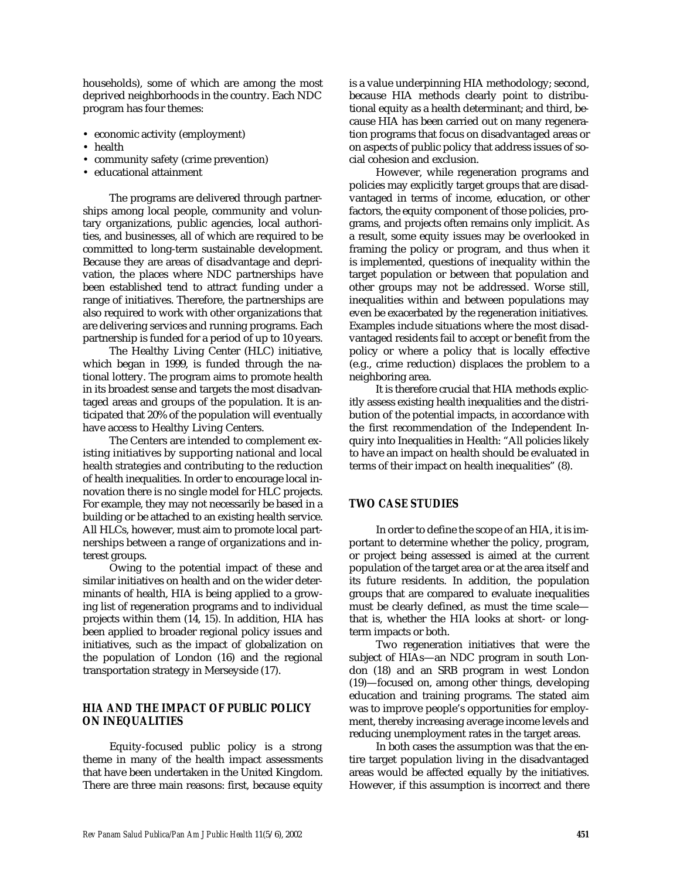households), some of which are among the most deprived neighborhoods in the country. Each NDC program has four themes:

- economic activity (employment)
- health
- community safety (crime prevention)
- educational attainment

The programs are delivered through partnerships among local people, community and voluntary organizations, public agencies, local authorities, and businesses, all of which are required to be committed to long-term sustainable development. Because they are areas of disadvantage and deprivation, the places where NDC partnerships have been established tend to attract funding under a range of initiatives. Therefore, the partnerships are also required to work with other organizations that are delivering services and running programs. Each partnership is funded for a period of up to 10 years.

The Healthy Living Center (HLC) initiative, which began in 1999, is funded through the national lottery. The program aims to promote health in its broadest sense and targets the most disadvantaged areas and groups of the population. It is anticipated that 20% of the population will eventually have access to Healthy Living Centers.

The Centers are intended to complement existing initiatives by supporting national and local health strategies and contributing to the reduction of health inequalities. In order to encourage local innovation there is no single model for HLC projects. For example, they may not necessarily be based in a building or be attached to an existing health service. All HLCs, however, must aim to promote local partnerships between a range of organizations and interest groups.

Owing to the potential impact of these and similar initiatives on health and on the wider determinants of health, HIA is being applied to a growing list of regeneration programs and to individual projects within them (14, 15). In addition, HIA has been applied to broader regional policy issues and initiatives, such as the impact of globalization on the population of London (16) and the regional transportation strategy in Merseyside (17).

## HIA AND THE IMPACT OF PUBLIC POLICY ON INEQUALITIES

Equity-focused public policy is a strong theme in many of the health impact assessments that have been undertaken in the United Kingdom. There are three main reasons: first, because equity is a value underpinning HIA methodology; second, because HIA methods clearly point to distributional equity as a health determinant; and third, because HIA has been carried out on many regeneration programs that focus on disadvantaged areas or on aspects of public policy that address issues of social cohesion and exclusion.

However, while regeneration programs and policies may explicitly target groups that are disadvantaged in terms of income, education, or other factors, the equity component of those policies, programs, and projects often remains only implicit. As a result, some equity issues may be overlooked in framing the policy or program, and thus when it is implemented, questions of inequality within the target population or between that population and other groups may not be addressed. Worse still, inequalities within and between populations may even be exacerbated by the regeneration initiatives. Examples include situations where the most disadvantaged residents fail to accept or benefit from the policy or where a policy that is locally effective (e.g., crime reduction) displaces the problem to a neighboring area.

It is therefore crucial that HIA methods explicitly assess existing health inequalities and the distribution of the potential impacts, in accordance with the first recommendation of the Independent Inquiry into Inequalities in Health: "All policies likely to have an impact on health should be evaluated in terms of their impact on health inequalities" (8).

## TWO CASE STUDIES

In order to define the scope of an HIA, it is important to determine whether the policy, program, or project being assessed is aimed at the current population of the target area or at the area itself and its future residents. In addition, the population groups that are compared to evaluate inequalities must be clearly defined, as must the time scale—that is, whether the HIA looks at short- or long-term impacts or both.

Two regeneration initiatives that were the subject of HIAs—an NDC program in south London (18) and an SRB program in west London (19)—focused on, among other things, developing education and training programs. The stated aim was to improve people's opportunities for employment, thereby increasing average income levels and reducing unemployment rates in the target areas.

In both cases the assumption was that the entire target population living in the disadvantaged areas would be affected equally by the initiatives. However, if this assumption is incorrect and there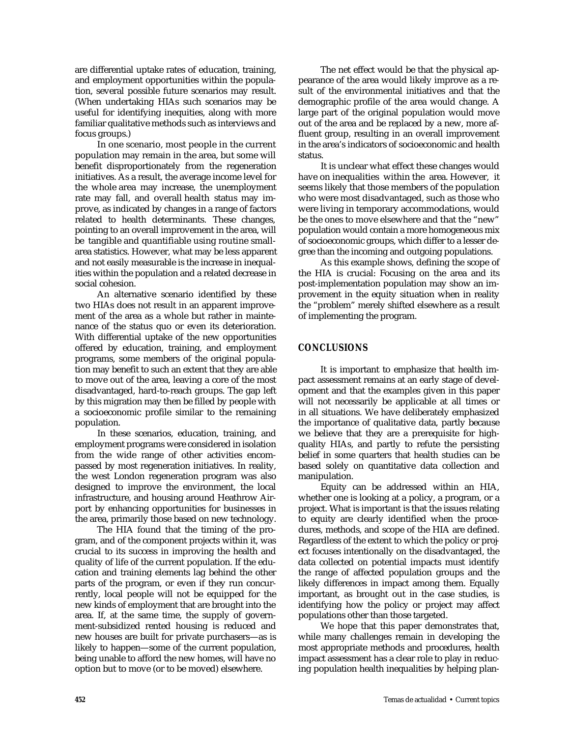are differential uptake rates of education, training, and employment opportunities within the population, several possible future scenarios may result. (When undertaking HIAs such scenarios may be useful for identifying inequities, along with more familiar qualitative methods such as interviews and focus groups.)

In one scenario, most people in the current population may remain in the area, but some will benefit disproportionately from the regeneration initiatives. As a result, the average income level for the whole area may increase, the unemployment rate may fall, and overall health status may improve, as indicated by changes in a range of factors related to health determinants. These changes, pointing to an overall improvement in the area, will be tangible and quantifiable using routine small-area statistics. However, what may be less apparent and not easily measurable is the increase in inequalities within the population and a related decrease in social cohesion.

An alternative scenario identified by these two HIAs does not result in an apparent improvement of the area as a whole but rather in maintenance of the status quo or even its deterioration. With differential uptake of the new opportunities offered by education, training, and employment programs, some members of the original population may benefit to such an extent that they are able to move out of the area, leaving a core of the most disadvantaged, hard-to-reach groups. The gap left by this migration may then be filled by people with a socioeconomic profile similar to the remaining population.

In these scenarios, education, training, and employment programs were considered in isolation from the wide range of other activities encompassed by most regeneration initiatives. In reality, the west London regeneration program was also designed to improve the environment, the local infrastructure, and housing around Heathrow Airport by enhancing opportunities for businesses in the area, primarily those based on new technology.

The HIA found that the timing of the program, and of the component projects within it, was crucial to its success in improving the health and quality of life of the current population. If the education and training elements lag behind the other parts of the program, or even if they run concurrently, local people will not be equipped for the new kinds of employment that are brought into the area. If, at the same time, the supply of government-subsidized rented housing is reduced and new houses are built for private purchasers—as is likely to happen—some of the current population, being unable to afford the new homes, will have no option but to move (or to be moved) elsewhere.

The net effect would be that the physical appearance of the area would likely improve as a result of the environmental initiatives and that the demographic profile of the area would change. A large part of the original population would move out of the area and be replaced by a new, more affluent group, resulting in an overall improvement in the area's indicators of socioeconomic and health status.

It is unclear what effect these changes would have on inequalities within the area. However, it seems likely that those members of the population who were most disadvantaged, such as those who were living in temporary accommodations, would be the ones to move elsewhere and that the "new" population would contain a more homogeneous mix of socioeconomic groups, which differ to a lesser degree than the incoming and outgoing populations.

As this example shows, defining the scope of the HIA is crucial: Focusing on the area and its post-implementation population may show an improvement in the equity situation when in reality the "problem" merely shifted elsewhere as a result of implementing the program.

## CONCLUSIONS

It is important to emphasize that health impact assessment remains at an early stage of development and that the examples given in this paper will not necessarily be applicable at all times or in all situations. We have deliberately emphasized the importance of qualitative data, partly because we believe that they are a prerequisite for high-quality HIAs, and partly to refute the persisting belief in some quarters that health studies can be based solely on quantitative data collection and manipulation.

Equity can be addressed within an HIA, whether one is looking at a policy, a program, or a project. What is important is that the issues relating to equity are clearly identified when the procedures, methods, and scope of the HIA are defined. Regardless of the extent to which the policy or project focuses intentionally on the disadvantaged, the data collected on potential impacts must identify the range of affected population groups and the likely differences in impact among them. Equally important, as brought out in the case studies, is identifying how the policy or project may affect populations other than those targeted.

We hope that this paper demonstrates that, while many challenges remain in developing the most appropriate methods and procedures, health impact assessment has a clear role to play in reducing population health inequalities by helping plan-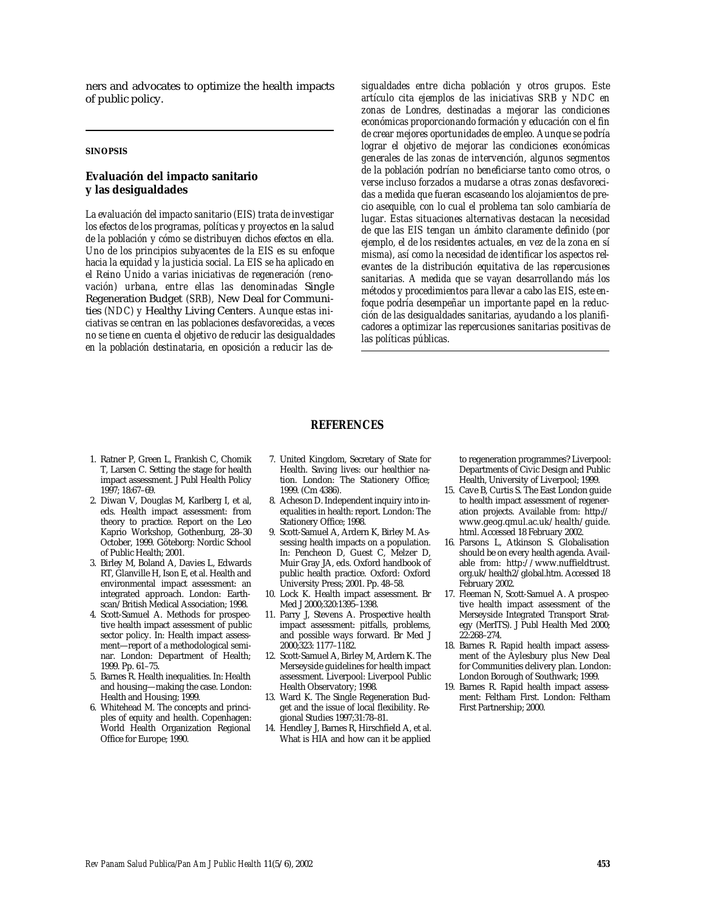ners and advocates to optimize the health impacts of public policy.

---

**SINOPSIS**

### Evaluación del impacto sanitario y las desigualdades

*La evaluación del impacto sanitario (EIS) trata de investigar los efectos de los programas, políticas y proyectos en la salud de la población y cómo se distribuyen dichos efectos en ella. Uno de los principios subyacentes de la EIS es su enfoque hacia la equidad y la justicia social. La EIS se ha aplicado en el Reino Unido a varias iniciativas de regeneración (renovación) urbana, entre ellas las denominadas* Single Regeneration Budget *(SRB),* New Deal for Communities *(NDC) y* Healthy Living Centers*. Aunque estas iniciativas se centran en las poblaciones desfavorecidas, a veces no se tiene en cuenta el objetivo de reducir las desigualdades en la población destinataria, en oposición a reducir las desigualdades entre dicha población y otros grupos. Este artículo cita ejemplos de las iniciativas SRB y NDC en zonas de Londres, destinadas a mejorar las condiciones económicas proporcionando formación y educación con el fin de crear mejores oportunidades de empleo. Aunque se podría lograr el objetivo de mejorar las condiciones económicas generales de las zonas de intervención, algunos segmentos de la población podrían no beneficiarse tanto como otros, o verse incluso forzados a mudarse a otras zonas desfavorecidas a medida que fueran escaseando los alojamientos de precio asequible, con lo cual el problema tan solo cambiaría de lugar. Estas situaciones alternativas destacan la necesidad de que las EIS tengan un ámbito claramente definido (por ejemplo, el de los residentes actuales, en vez de la zona en sí misma), así como la necesidad de identificar los aspectos relevantes de la distribución equitativa de las repercusiones sanitarias. A medida que se vayan desarrollando más los métodos y procedimientos para llevar a cabo las EIS, este enfoque podría desempeñar un importante papel en la reducción de las desigualdades sanitarias, ayudando a los planificadores a optimizar las repercusiones sanitarias positivas de las políticas públicas.*

---

## REFERENCES

1. Ratner P, Green L, Frankish C, Chomik T, Larsen C. Setting the stage for health impact assessment. J Publ Health Policy 1997; 18:67–69.
2. Diwan V, Douglas M, Karlberg I, et al, eds. Health impact assessment: from theory to practice. Report on the Leo Kaprio Workshop, Gothenburg, 28–30 October, 1999. Göteborg: Nordic School of Public Health; 2001.
3. Birley M, Boland A, Davies L, Edwards RT, Glanville H, Ison E, et al. Health and environmental impact assessment: an integrated approach. London: Earthscan/British Medical Association; 1998.
4. Scott-Samuel A. Methods for prospective health impact assessment of public sector policy. In: Health impact assessment—report of a methodological seminar. London: Department of Health; 1999. Pp. 61–75.
5. Barnes R. Health inequalities. In: Health and housing—making the case. London: Health and Housing; 1999.
6. Whitehead M. The concepts and principles of equity and health. Copenhagen: World Health Organization Regional Office for Europe; 1990.
7. United Kingdom, Secretary of State for Health. Saving lives: our healthier nation. London: The Stationery Office; 1999. (Cm 4386).
8. Acheson D. Independent inquiry into inequalities in health: report. London: The Stationery Office; 1998.
9. Scott-Samuel A, Ardern K, Birley M. Assessing health impacts on a population. In: Pencheon D, Guest C, Melzer D, Muir Gray JA, eds. Oxford handbook of public health practice. Oxford: Oxford University Press; 2001. Pp. 48–58.
10. Lock K. Health impact assessment. Br Med J 2000;320:1395–1398.
11. Parry J, Stevens A. Prospective health impact assessment: pitfalls, problems, and possible ways forward. Br Med J 2000;323: 1177–1182.
12. Scott-Samuel A, Birley M, Ardern K. The Merseyside guidelines for health impact assessment. Liverpool: Liverpool Public Health Observatory; 1998.
13. Ward K. The Single Regeneration Budget and the issue of local flexibility. Regional Studies 1997;31:78–81.
14. Hendley J, Barnes R, Hirschfield A, et al. What is HIA and how can it be applied to regeneration programmes? Liverpool: Departments of Civic Design and Public Health, University of Liverpool; 1999.
15. Cave B, Curtis S. The East London guide to health impact assessment of regeneration projects. Available from: http://www.geog.qmul.ac.uk/health/guide.html. Accessed 18 February 2002.
16. Parsons L, Atkinson S. Globalisation should be on every health agenda. Available from: http://www.nuffieldtrust.org.uk/health2/global.htm. Accessed 18 February 2002.
17. Fleeman N, Scott-Samuel A. A prospective health impact assessment of the Merseyside Integrated Transport Strategy (MerITS). J Publ Health Med 2000; 22:268–274.
18. Barnes R. Rapid health impact assessment of the Aylesbury plus New Deal for Communities delivery plan. London: London Borough of Southwark; 1999.
19. Barnes R. Rapid health impact assessment: Feltham First. London: Feltham First Partnership; 2000.